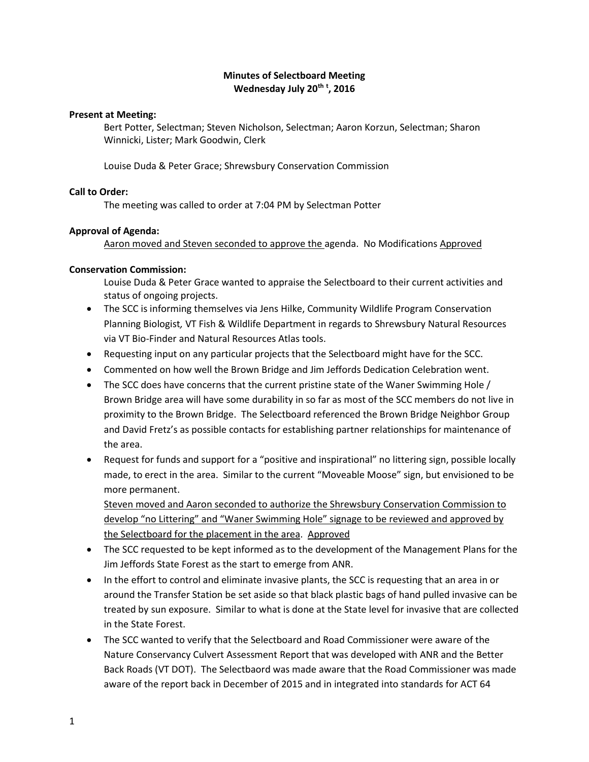**Minutes of Selectboard Meeting**
**Wednesday July 20th t, 2016**

**Present at Meeting:**

Bert Potter, Selectman; Steven Nicholson, Selectman; Aaron Korzun, Selectman; Sharon Winnicki, Lister; Mark Goodwin, Clerk

Louise Duda & Peter Grace; Shrewsbury Conservation Commission

**Call to Order:**

The meeting was called to order at 7:04 PM by Selectman Potter

**Approval of Agenda:**

Aaron moved and Steven seconded to approve the agenda. No Modifications Approved

**Conservation Commission:**

Louise Duda & Peter Grace wanted to appraise the Selectboard to their current activities and status of ongoing projects.

- The SCC is informing themselves via Jens Hilke, Community Wildlife Program Conservation Planning Biologist*,* VT Fish & Wildlife Department in regards to Shrewsbury Natural Resources via VT Bio-Finder and Natural Resources Atlas tools.
- Requesting input on any particular projects that the Selectboard might have for the SCC.
- Commented on how well the Brown Bridge and Jim Jeffords Dedication Celebration went.
- The SCC does have concerns that the current pristine state of the Waner Swimming Hole / Brown Bridge area will have some durability in so far as most of the SCC members do not live in proximity to the Brown Bridge. The Selectboard referenced the Brown Bridge Neighbor Group and David Fretz's as possible contacts for establishing partner relationships for maintenance of the area.
- Request for funds and support for a "positive and inspirational" no littering sign, possible locally made, to erect in the area. Similar to the current "Moveable Moose" sign, but envisioned to be more permanent.

  Steven moved and Aaron seconded to authorize the Shrewsbury Conservation Commission to develop "no Littering" and "Waner Swimming Hole" signage to be reviewed and approved by the Selectboard for the placement in the area. Approved
- The SCC requested to be kept informed as to the development of the Management Plans for the Jim Jeffords State Forest as the start to emerge from ANR.
- In the effort to control and eliminate invasive plants, the SCC is requesting that an area in or around the Transfer Station be set aside so that black plastic bags of hand pulled invasive can be treated by sun exposure. Similar to what is done at the State level for invasive that are collected in the State Forest.
- The SCC wanted to verify that the Selectboard and Road Commissioner were aware of the Nature Conservancy Culvert Assessment Report that was developed with ANR and the Better Back Roads (VT DOT). The Selectbaord was made aware that the Road Commissioner was made aware of the report back in December of 2015 and in integrated into standards for ACT 64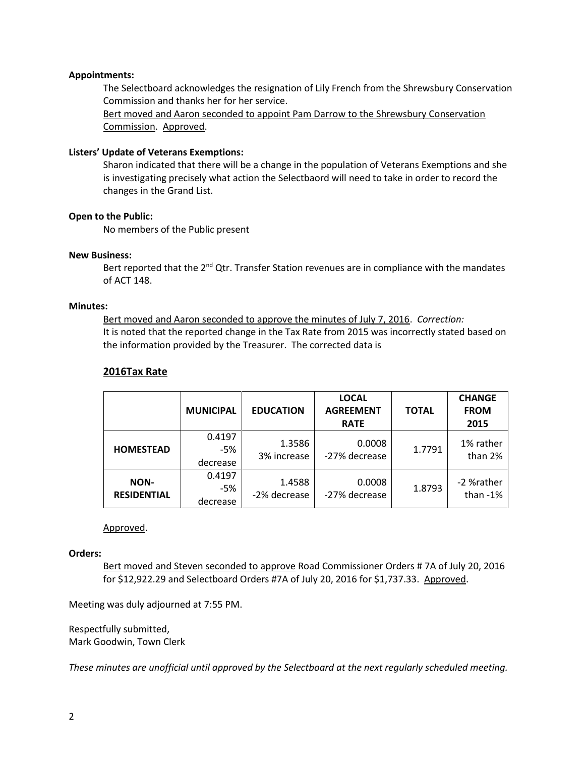**Appointments:**

The Selectboard acknowledges the resignation of Lily French from the Shrewsbury Conservation Commission and thanks her for her service.

Bert moved and Aaron seconded to appoint Pam Darrow to the Shrewsbury Conservation Commission. Approved.

**Listers' Update of Veterans Exemptions:**

Sharon indicated that there will be a change in the population of Veterans Exemptions and she is investigating precisely what action the Selectbaord will need to take in order to record the changes in the Grand List.

**Open to the Public:**

No members of the Public present

**New Business:**

Bert reported that the 2nd Qtr. Transfer Station revenues are in compliance with the mandates of ACT 148.

**Minutes:**

Bert moved and Aaron seconded to approve the minutes of July 7, 2016. *Correction:* It is noted that the reported change in the Tax Rate from 2015 was incorrectly stated based on the information provided by the Treasurer. The corrected data is

**2016Tax Rate**

| | MUNICIPAL | EDUCATION | LOCAL AGREEMENT RATE | TOTAL | CHANGE FROM 2015 |
|---|---|---|---|---|---|
| **HOMESTEAD** | 0.4197 -5% decrease | 1.3586 3% increase | 0.0008 -27% decrease | 1.7791 | 1% rather than 2% |
| **NON-RESIDENTIAL** | 0.4197 -5% decrease | 1.4588 -2% decrease | 0.0008 -27% decrease | 1.8793 | -2 %rather than -1% |

Approved.

**Orders:**

Bert moved and Steven seconded to approve Road Commissioner Orders # 7A of July 20, 2016 for $12,922.29 and Selectboard Orders #7A of July 20, 2016 for $1,737.33. Approved.

Meeting was duly adjourned at 7:55 PM.

Respectfully submitted,
Mark Goodwin, Town Clerk

*These minutes are unofficial until approved by the Selectboard at the next regularly scheduled meeting.*